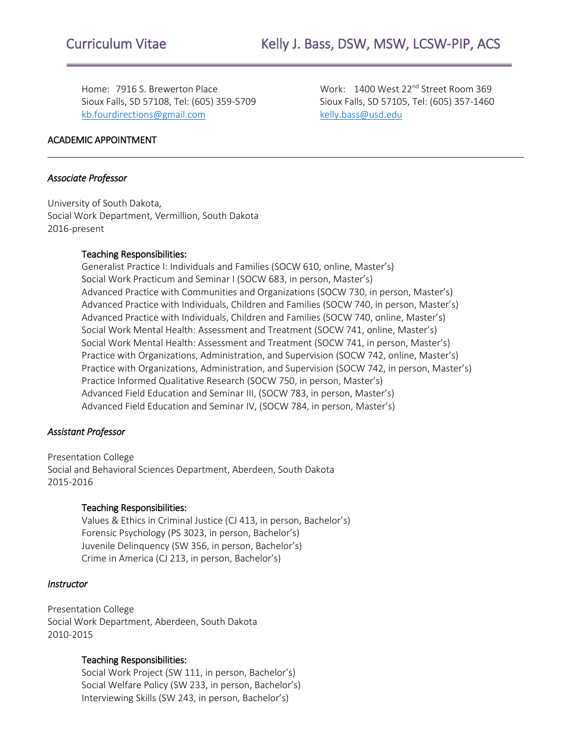# Curriculum Vitae — Kelly J. Bass, DSW, MSW, LCSW-PIP, ACS

Home: 7916 S. Brewerton Place
Sioux Falls, SD 57108, Tel: (605) 359-5709
kb.fourdirections@gmail.com

Work: 1400 West 22nd Street Room 369
Sioux Falls, SD 57105, Tel: (605) 357-1460
kelly.bass@usd.edu

## ACADEMIC APPOINTMENT

### *Associate Professor*

University of South Dakota,
Social Work Department, Vermillion, South Dakota
2016-present

**Teaching Responsibilities:**

Generalist Practice I: Individuals and Families (SOCW 610, online, Master's)
Social Work Practicum and Seminar I (SOCW 683, in person, Master's)
Advanced Practice with Communities and Organizations (SOCW 730, in person, Master's)
Advanced Practice with Individuals, Children and Families (SOCW 740, in person, Master's)
Advanced Practice with Individuals, Children and Families (SOCW 740, online, Master's)
Social Work Mental Health: Assessment and Treatment (SOCW 741, online, Master's)
Social Work Mental Health: Assessment and Treatment (SOCW 741, in person, Master's)
Practice with Organizations, Administration, and Supervision (SOCW 742, online, Master's)
Practice with Organizations, Administration, and Supervision (SOCW 742, in person, Master's)
Practice Informed Qualitative Research (SOCW 750, in person, Master's)
Advanced Field Education and Seminar III, (SOCW 783, in person, Master's)
Advanced Field Education and Seminar IV, (SOCW 784, in person, Master's)

### *Assistant Professor*

Presentation College
Social and Behavioral Sciences Department, Aberdeen, South Dakota
2015-2016

**Teaching Responsibilities:**

Values & Ethics in Criminal Justice (CJ 413, in person, Bachelor's)
Forensic Psychology (PS 3023, in person, Bachelor's)
Juvenile Delinquency (SW 356, in person, Bachelor's)
Crime in America (CJ 213, in person, Bachelor's)

### *Instructor*

Presentation College
Social Work Department, Aberdeen, South Dakota
2010-2015

**Teaching Responsibilities:**

Social Work Project (SW 111, in person, Bachelor's)
Social Welfare Policy (SW 233, in person, Bachelor's)
Interviewing Skills (SW 243, in person, Bachelor's)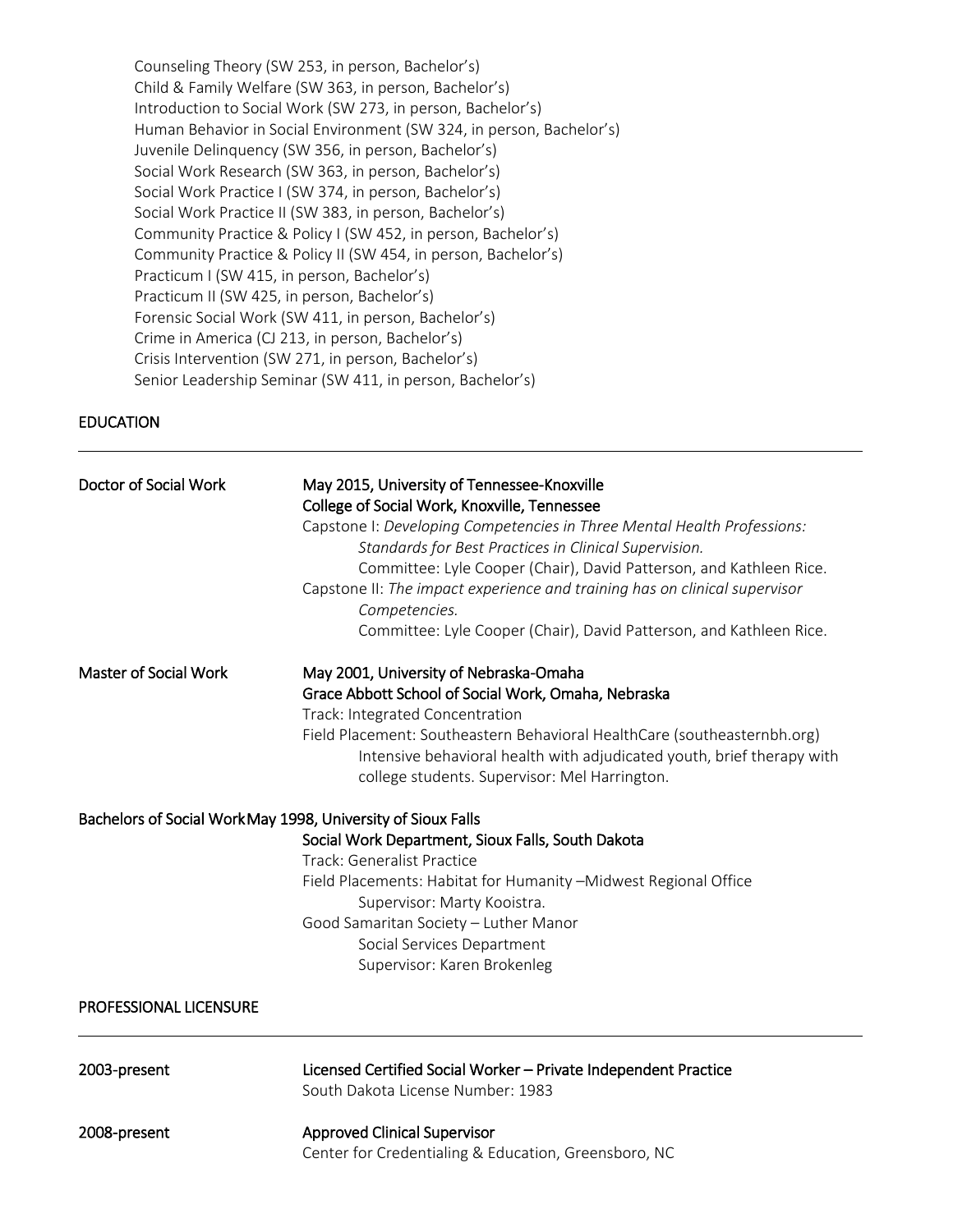Counseling Theory (SW 253, in person, Bachelor's)
Child & Family Welfare (SW 363, in person, Bachelor's)
Introduction to Social Work (SW 273, in person, Bachelor's)
Human Behavior in Social Environment (SW 324, in person, Bachelor's)
Juvenile Delinquency (SW 356, in person, Bachelor's)
Social Work Research (SW 363, in person, Bachelor's)
Social Work Practice I (SW 374, in person, Bachelor's)
Social Work Practice II (SW 383, in person, Bachelor's)
Community Practice & Policy I (SW 452, in person, Bachelor's)
Community Practice & Policy II (SW 454, in person, Bachelor's)
Practicum I (SW 415, in person, Bachelor's)
Practicum II (SW 425, in person, Bachelor's)
Forensic Social Work (SW 411, in person, Bachelor's)
Crime in America (CJ 213, in person, Bachelor's)
Crisis Intervention (SW 271, in person, Bachelor's)
Senior Leadership Seminar (SW 411, in person, Bachelor's)

## EDUCATION

**Doctor of Social Work** — **May 2015, University of Tennessee-Knoxville**
**College of Social Work, Knoxville, Tennessee**
Capstone I: *Developing Competencies in Three Mental Health Professions: Standards for Best Practices in Clinical Supervision.*
Committee: Lyle Cooper (Chair), David Patterson, and Kathleen Rice.
Capstone II: *The impact experience and training has on clinical supervisor Competencies.*
Committee: Lyle Cooper (Chair), David Patterson, and Kathleen Rice.

**Master of Social Work** — **May 2001, University of Nebraska-Omaha**
**Grace Abbott School of Social Work, Omaha, Nebraska**
Track: Integrated Concentration
Field Placement: Southeastern Behavioral HealthCare (southeasternbh.org)
Intensive behavioral health with adjudicated youth, brief therapy with college students. Supervisor: Mel Harrington.

**Bachelors of Social Work** — **May 1998, University of Sioux Falls**
**Social Work Department, Sioux Falls, South Dakota**
Track: Generalist Practice
Field Placements: Habitat for Humanity –Midwest Regional Office
Supervisor: Marty Kooistra.
Good Samaritan Society – Luther Manor
Social Services Department
Supervisor: Karen Brokenleg

## PROFESSIONAL LICENSURE

**2003-present** — **Licensed Certified Social Worker – Private Independent Practice**
South Dakota License Number: 1983

**2008-present** — **Approved Clinical Supervisor**
Center for Credentialing & Education, Greensboro, NC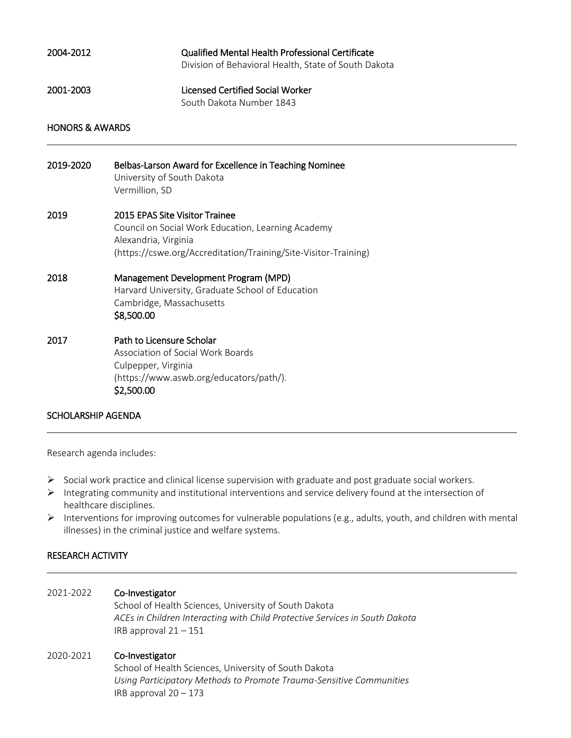2004-2012 **Qualified Mental Health Professional Certificate**
Division of Behavioral Health, State of South Dakota

2001-2003 **Licensed Certified Social Worker**
South Dakota Number 1843

## HONORS & AWARDS

2019-2020 **Belbas-Larson Award for Excellence in Teaching Nominee**
University of South Dakota
Vermillion, SD

2019 **2015 EPAS Site Visitor Trainee**
Council on Social Work Education, Learning Academy
Alexandria, Virginia
(https://cswe.org/Accreditation/Training/Site-Visitor-Training)

2018 **Management Development Program (MPD)**
Harvard University, Graduate School of Education
Cambridge, Massachusetts
**$8,500.00**

2017 **Path to Licensure Scholar**
Association of Social Work Boards
Culpepper, Virginia
(https://www.aswb.org/educators/path/).
**$2,500.00**

## SCHOLARSHIP AGENDA

Research agenda includes:

- Social work practice and clinical license supervision with graduate and post graduate social workers.
- Integrating community and institutional interventions and service delivery found at the intersection of healthcare disciplines.
- Interventions for improving outcomes for vulnerable populations (e.g., adults, youth, and children with mental illnesses) in the criminal justice and welfare systems.

## RESEARCH ACTIVITY

2021-2022 **Co-Investigator**
School of Health Sciences, University of South Dakota
*ACEs in Children Interacting with Child Protective Services in South Dakota*
IRB approval 21 – 151

2020-2021 **Co-Investigator**
School of Health Sciences, University of South Dakota
*Using Participatory Methods to Promote Trauma-Sensitive Communities*
IRB approval 20 – 173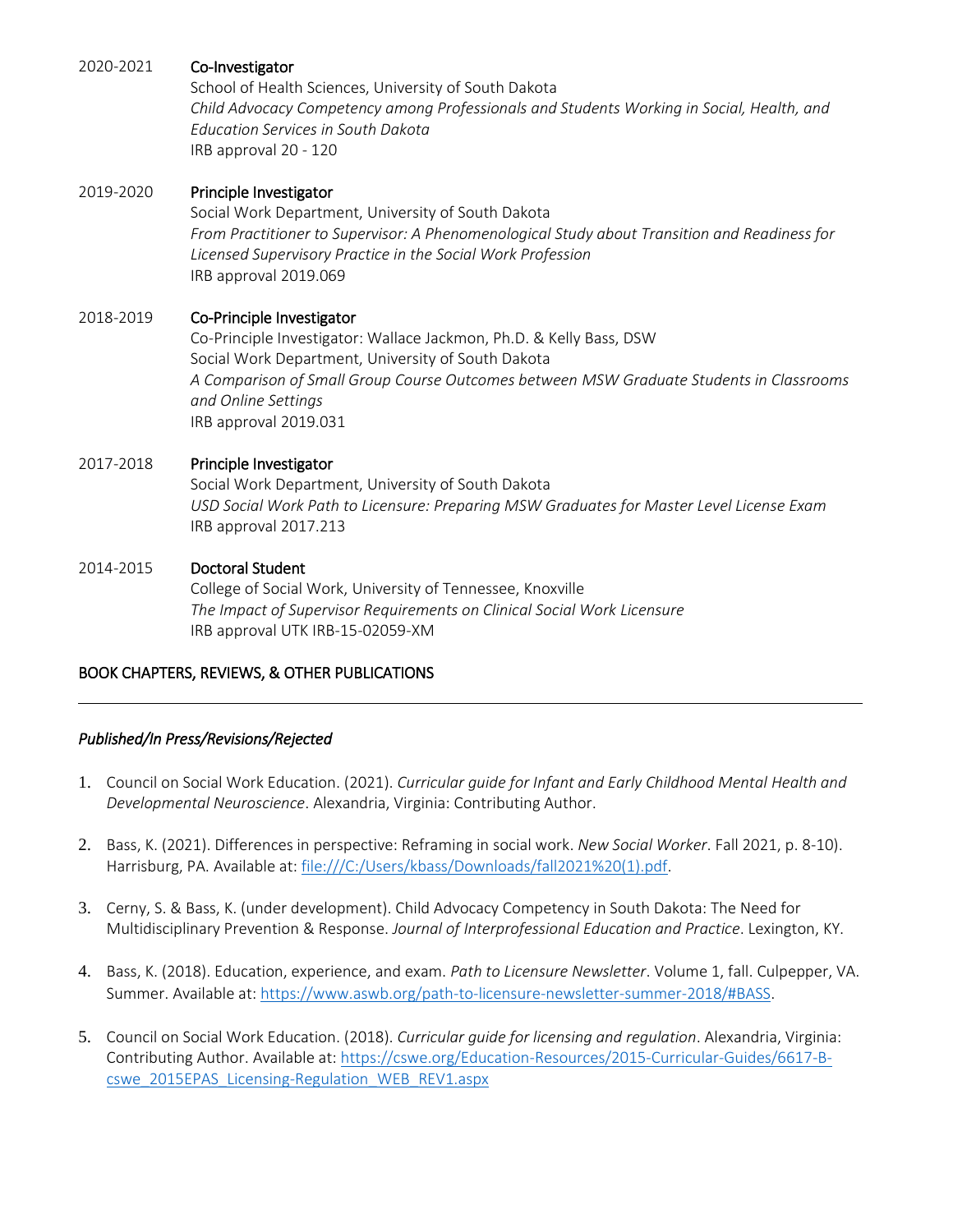2020-2021 **Co-Investigator**
School of Health Sciences, University of South Dakota
*Child Advocacy Competency among Professionals and Students Working in Social, Health, and Education Services in South Dakota*
IRB approval 20 - 120

2019-2020 **Principle Investigator**
Social Work Department, University of South Dakota
*From Practitioner to Supervisor: A Phenomenological Study about Transition and Readiness for Licensed Supervisory Practice in the Social Work Profession*
IRB approval 2019.069

2018-2019 **Co-Principle Investigator**
Co-Principle Investigator: Wallace Jackmon, Ph.D. & Kelly Bass, DSW
Social Work Department, University of South Dakota
*A Comparison of Small Group Course Outcomes between MSW Graduate Students in Classrooms and Online Settings*
IRB approval 2019.031

2017-2018 **Principle Investigator**
Social Work Department, University of South Dakota
*USD Social Work Path to Licensure: Preparing MSW Graduates for Master Level License Exam*
IRB approval 2017.213

2014-2015 **Doctoral Student**
College of Social Work, University of Tennessee, Knoxville
*The Impact of Supervisor Requirements on Clinical Social Work Licensure*
IRB approval UTK IRB-15-02059-XM

## BOOK CHAPTERS, REVIEWS, & OTHER PUBLICATIONS

---

*Published/In Press/Revisions/Rejected*

1. Council on Social Work Education. (2021). *Curricular guide for Infant and Early Childhood Mental Health and Developmental Neuroscience*. Alexandria, Virginia: Contributing Author.

2. Bass, K. (2021). Differences in perspective: Reframing in social work. *New Social Worker*. Fall 2021, p. 8-10). Harrisburg, PA. Available at: file:///C:/Users/kbass/Downloads/fall2021%20(1).pdf.

3. Cerny, S. & Bass, K. (under development). Child Advocacy Competency in South Dakota: The Need for Multidisciplinary Prevention & Response. *Journal of Interprofessional Education and Practice*. Lexington, KY.

4. Bass, K. (2018). Education, experience, and exam. *Path to Licensure Newsletter*. Volume 1, fall. Culpepper, VA. Summer. Available at: https://www.aswb.org/path-to-licensure-newsletter-summer-2018/#BASS.

5. Council on Social Work Education. (2018). *Curricular guide for licensing and regulation*. Alexandria, Virginia: Contributing Author. Available at: https://cswe.org/Education-Resources/2015-Curricular-Guides/6617-B-cswe_2015EPAS_Licensing-Regulation_WEB_REV1.aspx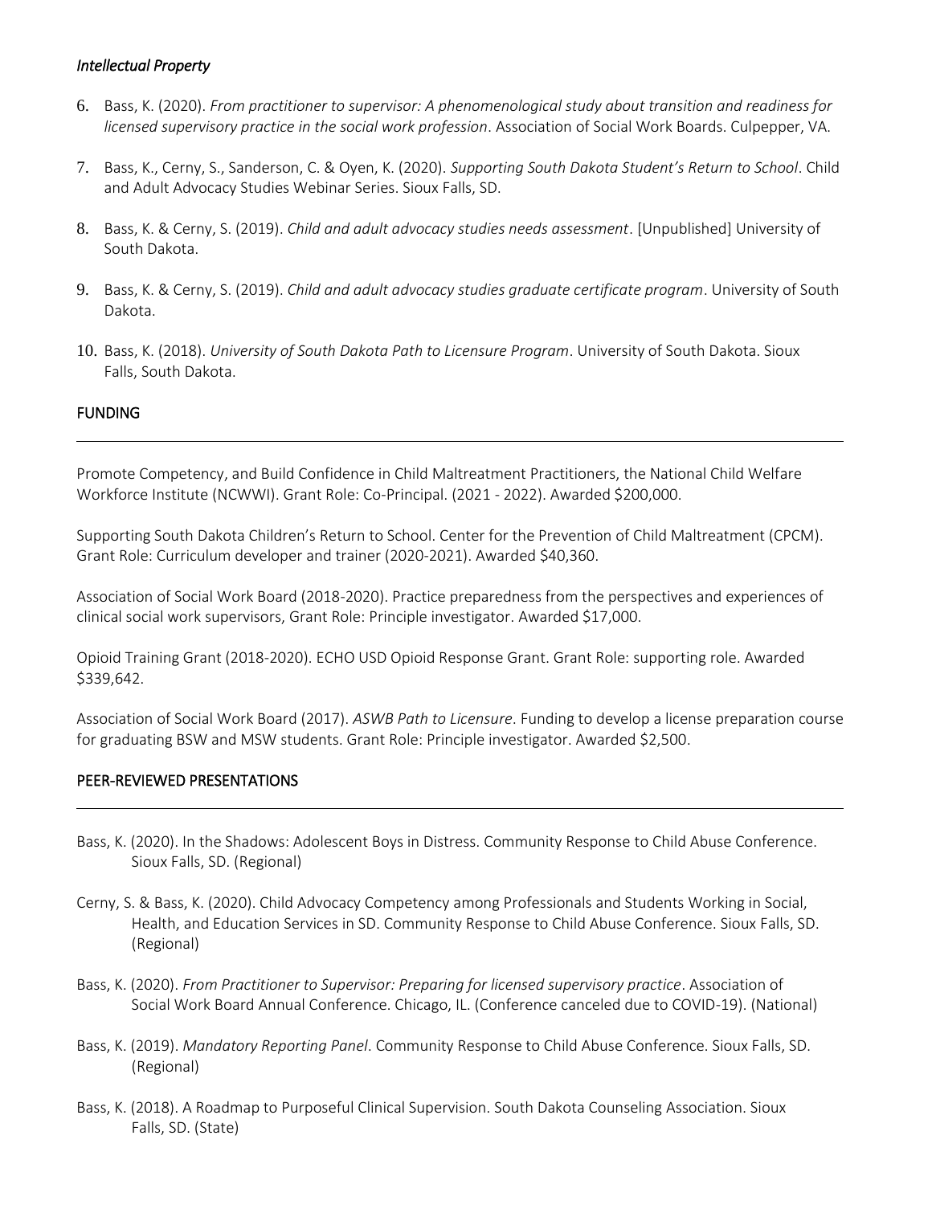### *Intellectual Property*

6. Bass, K. (2020). *From practitioner to supervisor: A phenomenological study about transition and readiness for licensed supervisory practice in the social work profession*. Association of Social Work Boards. Culpepper, VA.
7. Bass, K., Cerny, S., Sanderson, C. & Oyen, K. (2020). *Supporting South Dakota Student's Return to School*. Child and Adult Advocacy Studies Webinar Series. Sioux Falls, SD.
8. Bass, K. & Cerny, S. (2019). *Child and adult advocacy studies needs assessment*. [Unpublished] University of South Dakota.
9. Bass, K. & Cerny, S. (2019). *Child and adult advocacy studies graduate certificate program*. University of South Dakota.
10. Bass, K. (2018). *University of South Dakota Path to Licensure Program*. University of South Dakota. Sioux Falls, South Dakota.

## FUNDING

Promote Competency, and Build Confidence in Child Maltreatment Practitioners, the National Child Welfare Workforce Institute (NCWWI). Grant Role: Co-Principal. (2021 - 2022). Awarded $200,000.

Supporting South Dakota Children's Return to School. Center for the Prevention of Child Maltreatment (CPCM). Grant Role: Curriculum developer and trainer (2020-2021). Awarded $40,360.

Association of Social Work Board (2018-2020). Practice preparedness from the perspectives and experiences of clinical social work supervisors, Grant Role: Principle investigator. Awarded $17,000.

Opioid Training Grant (2018-2020). ECHO USD Opioid Response Grant. Grant Role: supporting role. Awarded $339,642.

Association of Social Work Board (2017). *ASWB Path to Licensure*. Funding to develop a license preparation course for graduating BSW and MSW students. Grant Role: Principle investigator. Awarded $2,500.

## PEER-REVIEWED PRESENTATIONS

Bass, K. (2020). In the Shadows: Adolescent Boys in Distress. Community Response to Child Abuse Conference. Sioux Falls, SD. (Regional)

Cerny, S. & Bass, K. (2020). Child Advocacy Competency among Professionals and Students Working in Social, Health, and Education Services in SD. Community Response to Child Abuse Conference. Sioux Falls, SD. (Regional)

Bass, K. (2020). *From Practitioner to Supervisor: Preparing for licensed supervisory practice*. Association of Social Work Board Annual Conference. Chicago, IL. (Conference canceled due to COVID-19). (National)

Bass, K. (2019). *Mandatory Reporting Panel*. Community Response to Child Abuse Conference. Sioux Falls, SD. (Regional)

Bass, K. (2018). A Roadmap to Purposeful Clinical Supervision. South Dakota Counseling Association. Sioux Falls, SD. (State)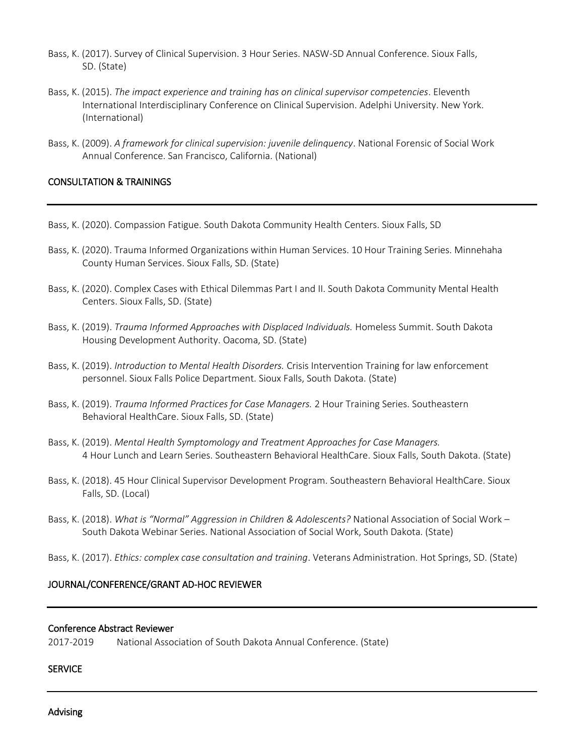Bass, K. (2017). Survey of Clinical Supervision. 3 Hour Series. NASW-SD Annual Conference. Sioux Falls, SD. (State)

Bass, K. (2015). *The impact experience and training has on clinical supervisor competencies*. Eleventh International Interdisciplinary Conference on Clinical Supervision. Adelphi University. New York. (International)

Bass, K. (2009). *A framework for clinical supervision: juvenile delinquency*. National Forensic of Social Work Annual Conference. San Francisco, California. (National)

## CONSULTATION & TRAININGS

Bass, K. (2020). Compassion Fatigue. South Dakota Community Health Centers. Sioux Falls, SD

Bass, K. (2020). Trauma Informed Organizations within Human Services. 10 Hour Training Series. Minnehaha County Human Services. Sioux Falls, SD. (State)

Bass, K. (2020). Complex Cases with Ethical Dilemmas Part I and II. South Dakota Community Mental Health Centers. Sioux Falls, SD. (State)

Bass, K. (2019). *Trauma Informed Approaches with Displaced Individuals.* Homeless Summit. South Dakota Housing Development Authority. Oacoma, SD. (State)

Bass, K. (2019). *Introduction to Mental Health Disorders.* Crisis Intervention Training for law enforcement personnel. Sioux Falls Police Department. Sioux Falls, South Dakota. (State)

Bass, K. (2019). *Trauma Informed Practices for Case Managers.* 2 Hour Training Series. Southeastern Behavioral HealthCare. Sioux Falls, SD. (State)

Bass, K. (2019). *Mental Health Symptomology and Treatment Approaches for Case Managers.* 4 Hour Lunch and Learn Series. Southeastern Behavioral HealthCare. Sioux Falls, South Dakota. (State)

Bass, K. (2018). 45 Hour Clinical Supervisor Development Program. Southeastern Behavioral HealthCare. Sioux Falls, SD. (Local)

Bass, K. (2018). *What is "Normal" Aggression in Children & Adolescents?* National Association of Social Work – South Dakota Webinar Series. National Association of Social Work, South Dakota. (State)

Bass, K. (2017). *Ethics: complex case consultation and training*. Veterans Administration. Hot Springs, SD. (State)

## JOURNAL/CONFERENCE/GRANT AD-HOC REVIEWER

### Conference Abstract Reviewer

2017-2019 National Association of South Dakota Annual Conference. (State)

## SERVICE

### Advising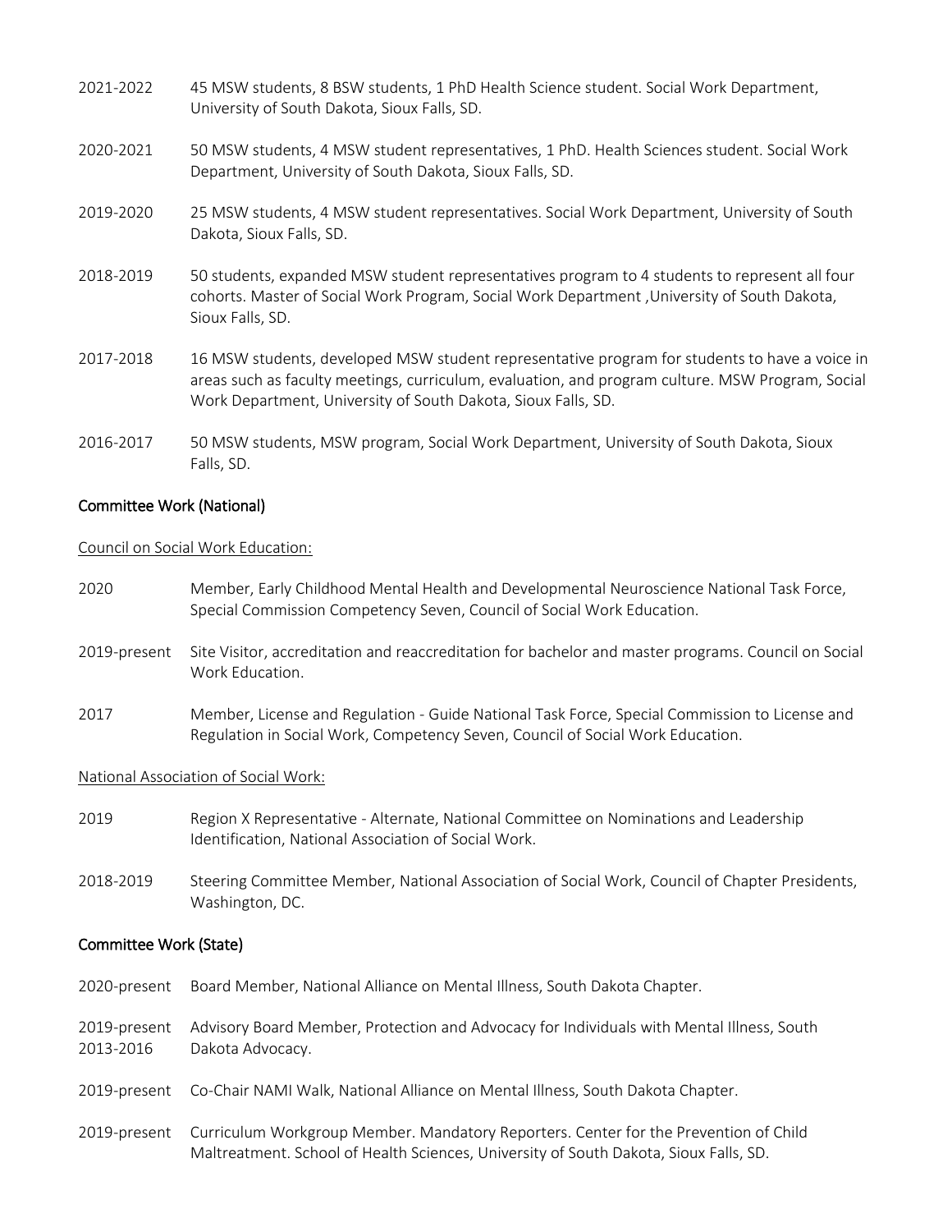2021-2022 45 MSW students, 8 BSW students, 1 PhD Health Science student. Social Work Department, University of South Dakota, Sioux Falls, SD.

2020-2021 50 MSW students, 4 MSW student representatives, 1 PhD. Health Sciences student. Social Work Department, University of South Dakota, Sioux Falls, SD.

2019-2020 25 MSW students, 4 MSW student representatives. Social Work Department, University of South Dakota, Sioux Falls, SD.

2018-2019 50 students, expanded MSW student representatives program to 4 students to represent all four cohorts. Master of Social Work Program, Social Work Department ,University of South Dakota, Sioux Falls, SD.

2017-2018 16 MSW students, developed MSW student representative program for students to have a voice in areas such as faculty meetings, curriculum, evaluation, and program culture. MSW Program, Social Work Department, University of South Dakota, Sioux Falls, SD.

2016-2017 50 MSW students, MSW program, Social Work Department, University of South Dakota, Sioux Falls, SD.

## Committee Work (National)

Council on Social Work Education:

2020 Member, Early Childhood Mental Health and Developmental Neuroscience National Task Force, Special Commission Competency Seven, Council of Social Work Education.

2019-present Site Visitor, accreditation and reaccreditation for bachelor and master programs. Council on Social Work Education.

2017 Member, License and Regulation - Guide National Task Force, Special Commission to License and Regulation in Social Work, Competency Seven, Council of Social Work Education.

National Association of Social Work:

2019 Region X Representative - Alternate, National Committee on Nominations and Leadership Identification, National Association of Social Work.

2018-2019 Steering Committee Member, National Association of Social Work, Council of Chapter Presidents, Washington, DC.

## Committee Work (State)

2020-present Board Member, National Alliance on Mental Illness, South Dakota Chapter.

2019-present
2013-2016 Advisory Board Member, Protection and Advocacy for Individuals with Mental Illness, South Dakota Advocacy.

2019-present Co-Chair NAMI Walk, National Alliance on Mental Illness, South Dakota Chapter.

2019-present Curriculum Workgroup Member. Mandatory Reporters. Center for the Prevention of Child Maltreatment. School of Health Sciences, University of South Dakota, Sioux Falls, SD.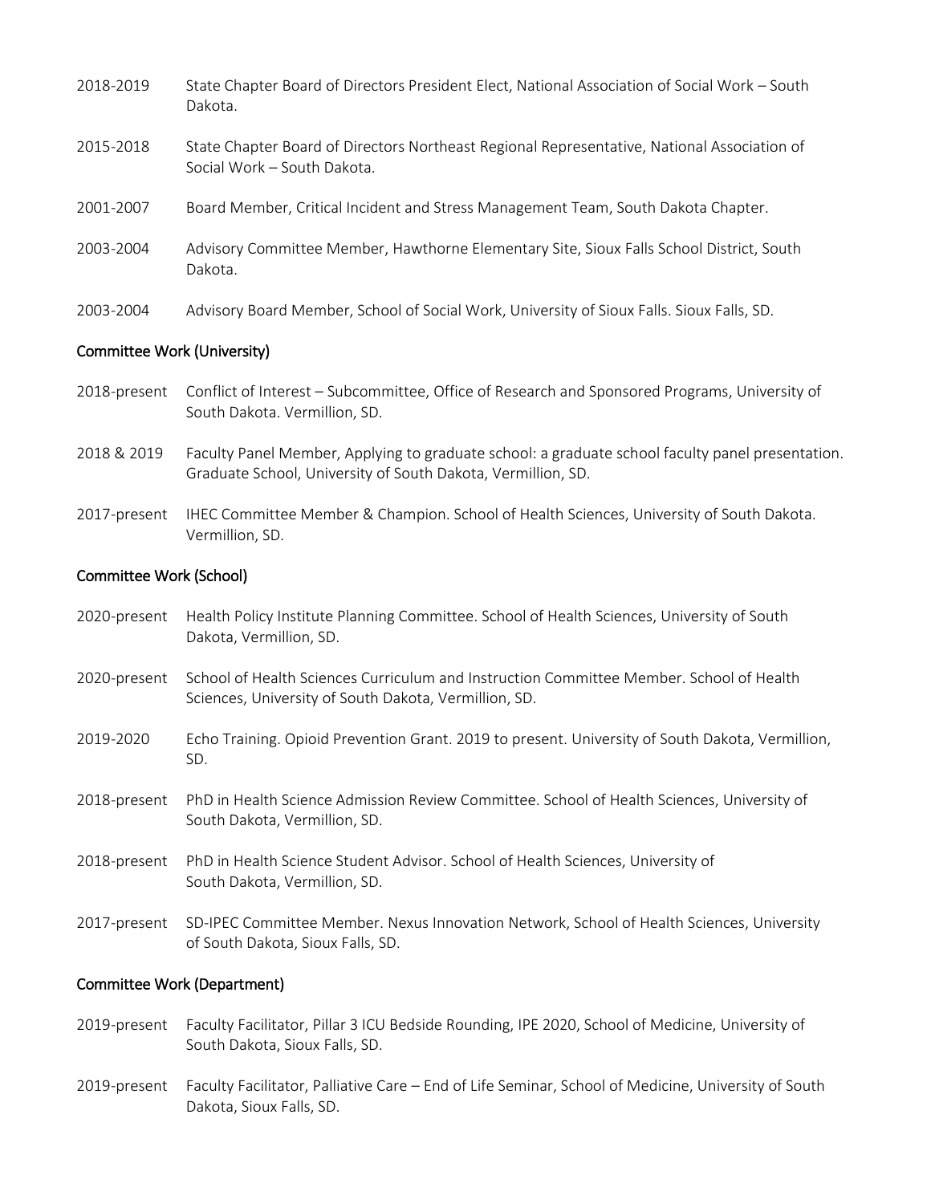2018-2019 State Chapter Board of Directors President Elect, National Association of Social Work – South Dakota.

2015-2018 State Chapter Board of Directors Northeast Regional Representative, National Association of Social Work – South Dakota.

2001-2007 Board Member, Critical Incident and Stress Management Team, South Dakota Chapter.

2003-2004 Advisory Committee Member, Hawthorne Elementary Site, Sioux Falls School District, South Dakota.

2003-2004 Advisory Board Member, School of Social Work, University of Sioux Falls. Sioux Falls, SD.

### Committee Work (University)

2018-present Conflict of Interest – Subcommittee, Office of Research and Sponsored Programs, University of South Dakota. Vermillion, SD.

2018 & 2019 Faculty Panel Member, Applying to graduate school: a graduate school faculty panel presentation. Graduate School, University of South Dakota, Vermillion, SD.

2017-present IHEC Committee Member & Champion. School of Health Sciences, University of South Dakota. Vermillion, SD.

### Committee Work (School)

2020-present Health Policy Institute Planning Committee. School of Health Sciences, University of South Dakota, Vermillion, SD.

2020-present School of Health Sciences Curriculum and Instruction Committee Member. School of Health Sciences, University of South Dakota, Vermillion, SD.

2019-2020 Echo Training. Opioid Prevention Grant. 2019 to present. University of South Dakota, Vermillion, SD.

2018-present PhD in Health Science Admission Review Committee. School of Health Sciences, University of South Dakota, Vermillion, SD.

2018-present PhD in Health Science Student Advisor. School of Health Sciences, University of South Dakota, Vermillion, SD.

2017-present SD-IPEC Committee Member. Nexus Innovation Network, School of Health Sciences, University of South Dakota, Sioux Falls, SD.

### Committee Work (Department)

2019-present Faculty Facilitator, Pillar 3 ICU Bedside Rounding, IPE 2020, School of Medicine, University of South Dakota, Sioux Falls, SD.

2019-present Faculty Facilitator, Palliative Care – End of Life Seminar, School of Medicine, University of South Dakota, Sioux Falls, SD.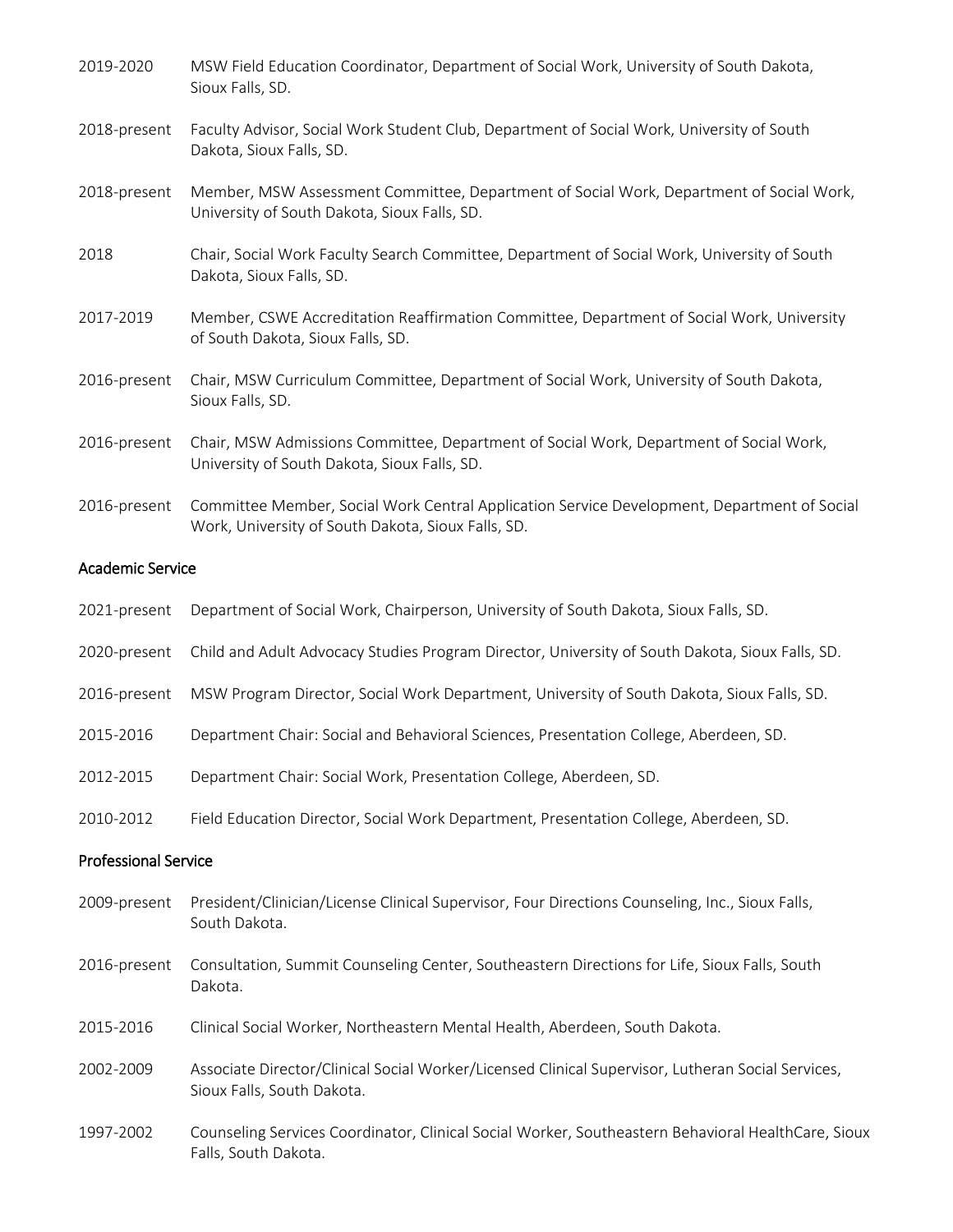2019-2020 MSW Field Education Coordinator, Department of Social Work, University of South Dakota, Sioux Falls, SD.

2018-present Faculty Advisor, Social Work Student Club, Department of Social Work, University of South Dakota, Sioux Falls, SD.

2018-present Member, MSW Assessment Committee, Department of Social Work, Department of Social Work, University of South Dakota, Sioux Falls, SD.

2018 Chair, Social Work Faculty Search Committee, Department of Social Work, University of South Dakota, Sioux Falls, SD.

2017-2019 Member, CSWE Accreditation Reaffirmation Committee, Department of Social Work, University of South Dakota, Sioux Falls, SD.

2016-present Chair, MSW Curriculum Committee, Department of Social Work, University of South Dakota, Sioux Falls, SD.

2016-present Chair, MSW Admissions Committee, Department of Social Work, Department of Social Work, University of South Dakota, Sioux Falls, SD.

2016-present Committee Member, Social Work Central Application Service Development, Department of Social Work, University of South Dakota, Sioux Falls, SD.

## Academic Service

2021-present Department of Social Work, Chairperson, University of South Dakota, Sioux Falls, SD.

2020-present Child and Adult Advocacy Studies Program Director, University of South Dakota, Sioux Falls, SD.

2016-present MSW Program Director, Social Work Department, University of South Dakota, Sioux Falls, SD.

2015-2016 Department Chair: Social and Behavioral Sciences, Presentation College, Aberdeen, SD.

2012-2015 Department Chair: Social Work, Presentation College, Aberdeen, SD.

2010-2012 Field Education Director, Social Work Department, Presentation College, Aberdeen, SD.

## Professional Service

2009-present President/Clinician/License Clinical Supervisor, Four Directions Counseling, Inc., Sioux Falls, South Dakota.

2016-present Consultation, Summit Counseling Center, Southeastern Directions for Life, Sioux Falls, South Dakota.

2015-2016 Clinical Social Worker, Northeastern Mental Health, Aberdeen, South Dakota.

2002-2009 Associate Director/Clinical Social Worker/Licensed Clinical Supervisor, Lutheran Social Services, Sioux Falls, South Dakota.

1997-2002 Counseling Services Coordinator, Clinical Social Worker, Southeastern Behavioral HealthCare, Sioux Falls, South Dakota.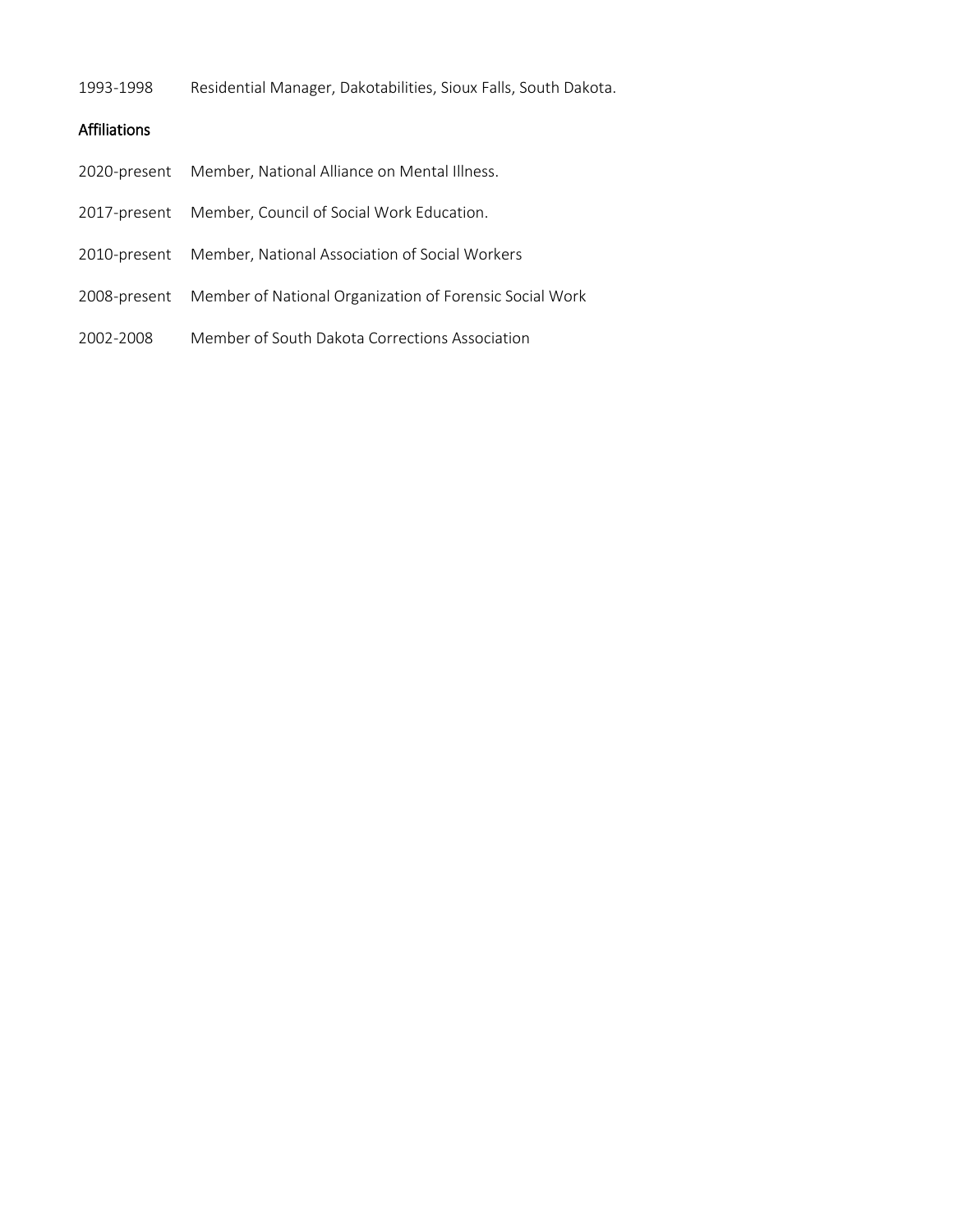1993-1998 Residential Manager, Dakotabilities, Sioux Falls, South Dakota.

## Affiliations

2020-present Member, National Alliance on Mental Illness.

2017-present Member, Council of Social Work Education.

2010-present Member, National Association of Social Workers

2008-present Member of National Organization of Forensic Social Work

2002-2008 Member of South Dakota Corrections Association